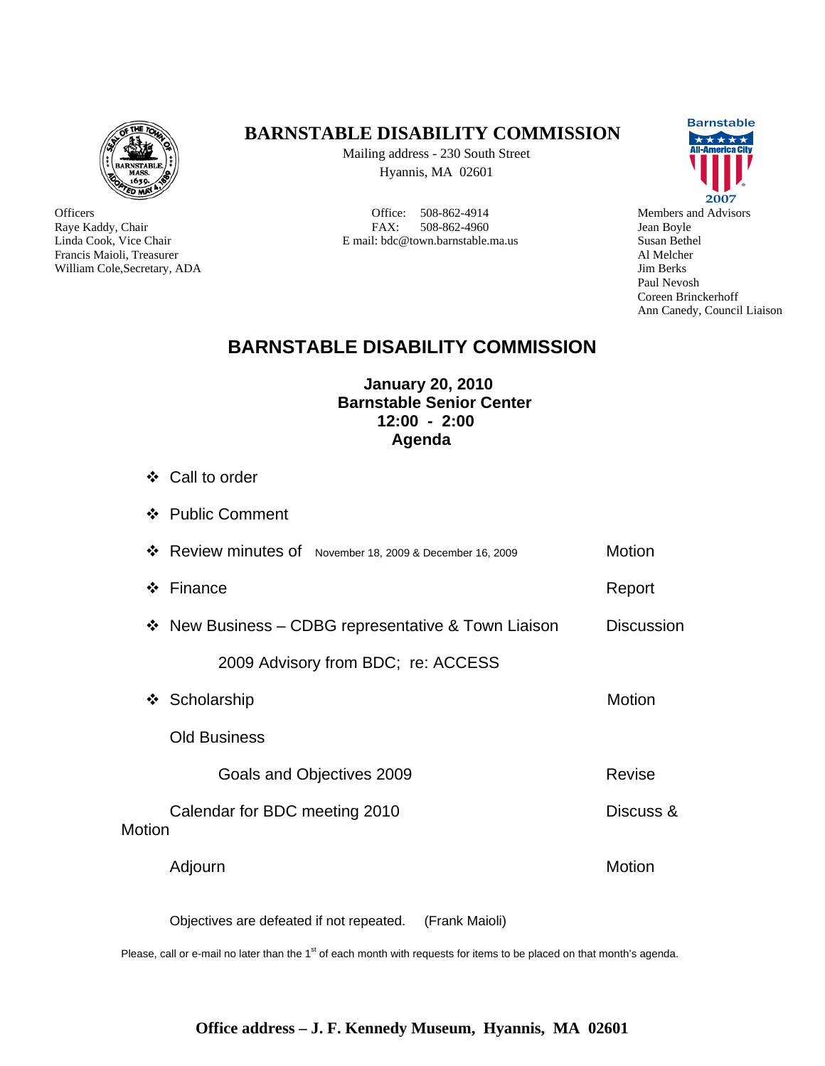# BARNSTABLE DISABILITY COMMISSION

Mailing address - 230 South Street
Hyannis, MA 02601

Officers
Raye Kaddy, Chair
Linda Cook, Vice Chair
Francis Maioli, Treasurer
William Cole,Secretary, ADA

Office: 508-862-4914
FAX: 508-862-4960
E mail: bdc@town.barnstable.ma.us

Members and Advisors
Jean Boyle
Susan Bethel
Al Melcher
Jim Berks
Paul Nevosh
Coreen Brinckerhoff
Ann Canedy, Council Liaison

## BARNSTABLE DISABILITY COMMISSION

**January 20, 2010**
**Barnstable Senior Center**
**12:00 - 2:00**
**Agenda**

- Call to order
- Public Comment
- Review minutes of November 18, 2009 & December 16, 2009 — Motion
- Finance — Report
- New Business – CDBG representative & Town Liaison — Discussion

  2009 Advisory from BDC; re: ACCESS
- Scholarship — Motion

Old Business

  Goals and Objectives 2009 — Revise

Calendar for BDC meeting 2010 — Discuss & Motion

Adjourn — Motion

Objectives are defeated if not repeated. (Frank Maioli)

Please, call or e-mail no later than the 1st of each month with requests for items to be placed on that month's agenda.

**Office address – J. F. Kennedy Museum, Hyannis, MA 02601**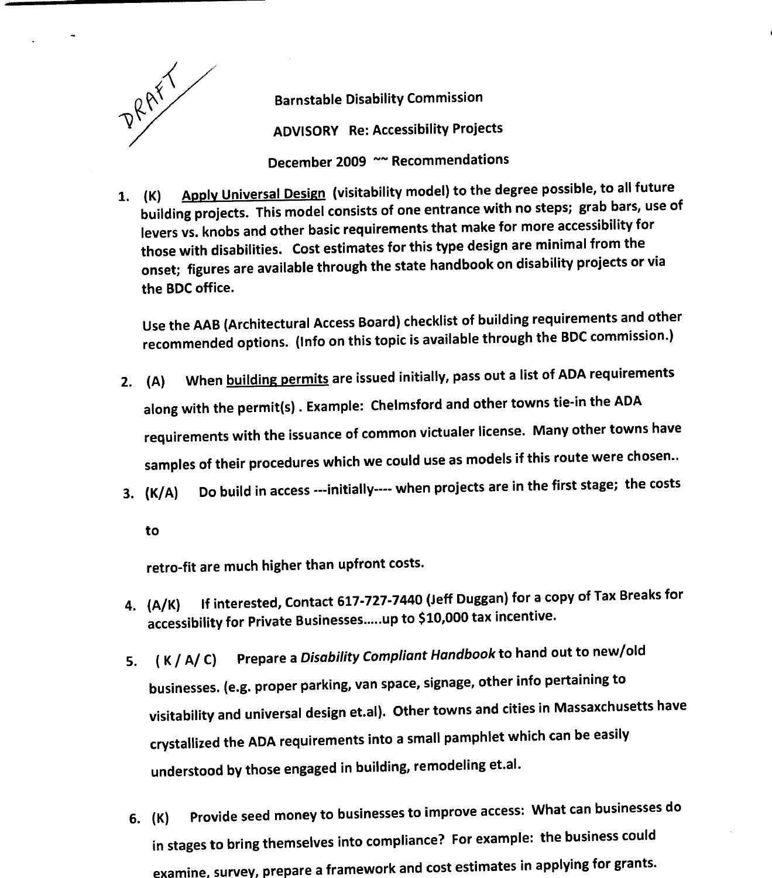DRAFT

Barnstable Disability Commission

ADVISORY Re: Accessibility Projects

December 2009 ~~ Recommendations

1. (K) Apply Universal Design (visitability model) to the degree possible, to all future building projects. This model consists of one entrance with no steps; grab bars, use of levers vs. knobs and other basic requirements that make for more accessibility for those with disabilities. Cost estimates for this type design are minimal from the onset; figures are available through the state handbook on disability projects or via the BDC office.

   Use the AAB (Architectural Access Board) checklist of building requirements and other recommended options. (Info on this topic is available through the BDC commission.)

2. (A) When building permits are issued initially, pass out a list of ADA requirements along with the permit(s) . Example: Chelmsford and other towns tie-in the ADA requirements with the issuance of common victualer license. Many other towns have samples of their procedures which we could use as models if this route were chosen..

3. (K/A) Do build in access ---initially---- when projects are in the first stage; the costs

   to

   retro-fit are much higher than upfront costs.

4. (A/K) If interested, Contact 617-727-7440 (Jeff Duggan) for a copy of Tax Breaks for accessibility for Private Businesses.....up to $10,000 tax incentive.

5. ( K / A/ C) Prepare a *Disability Compliant Handbook* to hand out to new/old businesses. (e.g. proper parking, van space, signage, other info pertaining to visitability and universal design et.al). Other towns and cities in Massaxchusetts have crystallized the ADA requirements into a small pamphlet which can be easily understood by those engaged in building, remodeling et.al.

6. (K) Provide seed money to businesses to improve access: What can businesses do in stages to bring themselves into compliance? For example: the business could examine, survey, prepare a framework and cost estimates in applying for grants.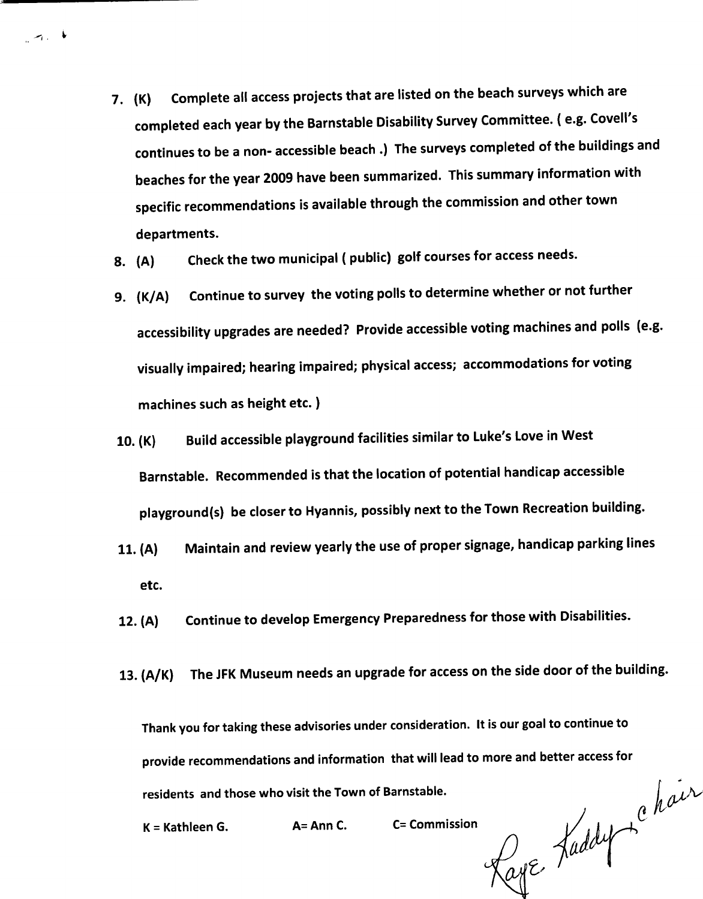7. (K) Complete all access projects that are listed on the beach surveys which are completed each year by the Barnstable Disability Survey Committee. ( e.g. Covell's continues to be a non- accessible beach .) The surveys completed of the buildings and beaches for the year 2009 have been summarized. This summary information with specific recommendations is available through the commission and other town departments.
8. (A) Check the two municipal ( public) golf courses for access needs.
9. (K/A) Continue to survey the voting polls to determine whether or not further accessibility upgrades are needed? Provide accessible voting machines and polls (e.g. visually impaired; hearing impaired; physical access; accommodations for voting machines such as height etc. )
10. (K) Build accessible playground facilities similar to Luke's Love in West Barnstable. Recommended is that the location of potential handicap accessible playground(s) be closer to Hyannis, possibly next to the Town Recreation building.
11. (A) Maintain and review yearly the use of proper signage, handicap parking lines etc.
12. (A) Continue to develop Emergency Preparedness for those with Disabilities.
13. (A/K) The JFK Museum needs an upgrade for access on the side door of the building.

Thank you for taking these advisories under consideration. It is our goal to continue to provide recommendations and information that will lead to more and better access for residents and those who visit the Town of Barnstable.

K = Kathleen G. A= Ann C. C= Commission

Kaye Kaddy, chair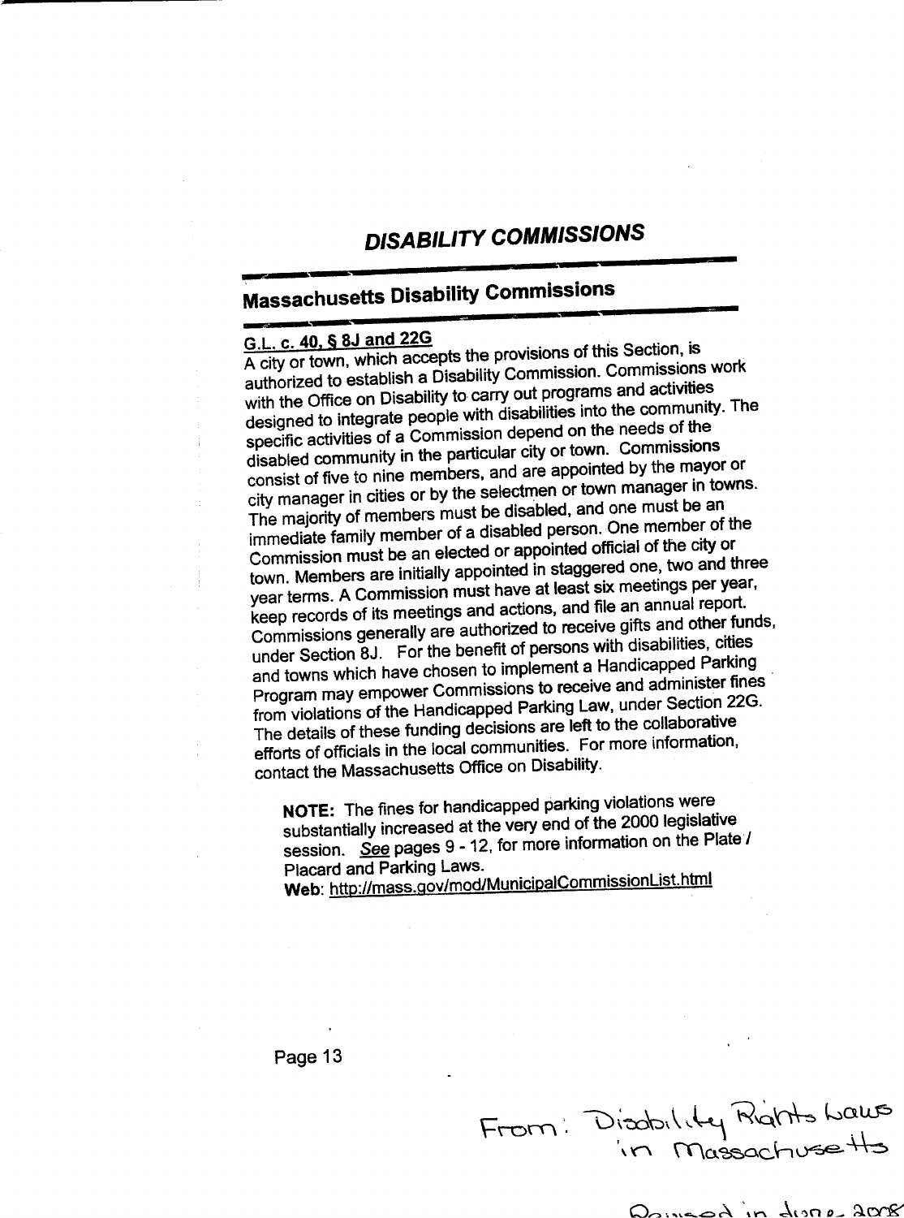# DISABILITY COMMISSIONS

## Massachusetts Disability Commissions

G.L. c. 40, § 8J and 22G

A city or town, which accepts the provisions of this Section, is authorized to establish a Disability Commission. Commissions work with the Office on Disability to carry out programs and activities designed to integrate people with disabilities into the community. The specific activities of a Commission depend on the needs of the disabled community in the particular city or town. Commissions consist of five to nine members, and are appointed by the mayor or city manager in cities or by the selectmen or town manager in towns. The majority of members must be disabled, and one must be an immediate family member of a disabled person. One member of the Commission must be an elected or appointed official of the city or town. Members are initially appointed in staggered one, two and three year terms. A Commission must have at least six meetings per year, keep records of its meetings and actions, and file an annual report. Commissions generally are authorized to receive gifts and other funds, under Section 8J. For the benefit of persons with disabilities, cities and towns which have chosen to implement a Handicapped Parking Program may empower Commissions to receive and administer fines from violations of the Handicapped Parking Law, under Section 22G. The details of these funding decisions are left to the collaborative efforts of officials in the local communities. For more information, contact the Massachusetts Office on Disability.

**NOTE:** The fines for handicapped parking violations were substantially increased at the very end of the 2000 legislative session. *See* pages 9 - 12, for more information on the Plate / Placard and Parking Laws.
**Web**: http://mass.gov/mod/MunicipalCommissionList.html

From: Disability Rights Laws in Massachusetts

Revised in June 2008